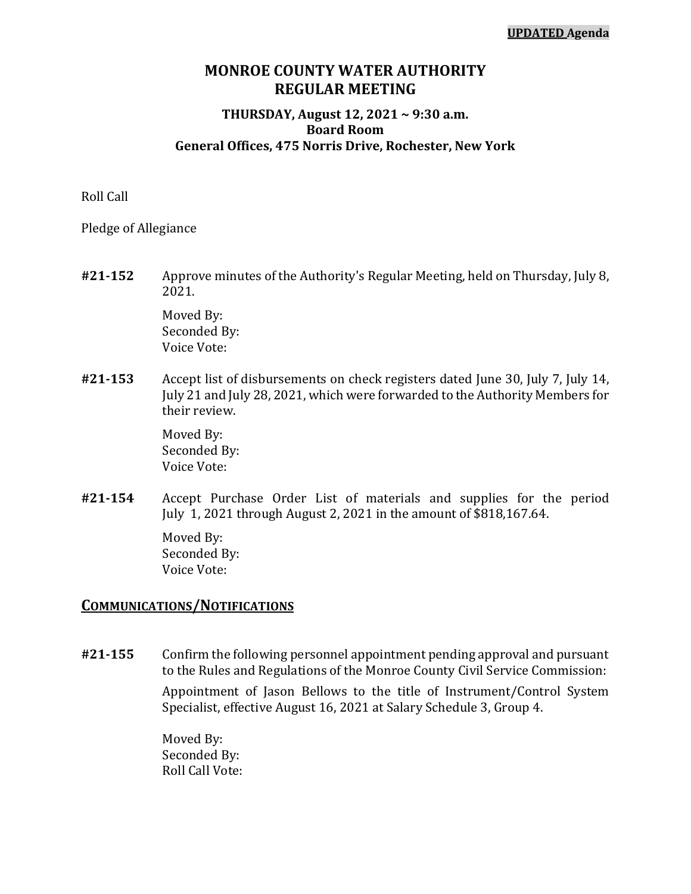**UPDATED Agenda**

# MONROE COUNTY WATER AUTHORITY
# REGULAR MEETING

### THURSDAY, August 12, 2021 ~ 9:30 a.m.
### Board Room
### General Offices, 475 Norris Drive, Rochester, New York

Roll Call

Pledge of Allegiance

**#21-152** Approve minutes of the Authority's Regular Meeting, held on Thursday, July 8, 2021.

Moved By:
Seconded By:
Voice Vote:

**#21-153** Accept list of disbursements on check registers dated June 30, July 7, July 14, July 21 and July 28, 2021, which were forwarded to the Authority Members for their review.

Moved By:
Seconded By:
Voice Vote:

**#21-154** Accept Purchase Order List of materials and supplies for the period July 1, 2021 through August 2, 2021 in the amount of $818,167.64.

Moved By:
Seconded By:
Voice Vote:

## COMMUNICATIONS/NOTIFICATIONS

**#21-155** Confirm the following personnel appointment pending approval and pursuant to the Rules and Regulations of the Monroe County Civil Service Commission:

Appointment of Jason Bellows to the title of Instrument/Control System Specialist, effective August 16, 2021 at Salary Schedule 3, Group 4.

Moved By:
Seconded By:
Roll Call Vote: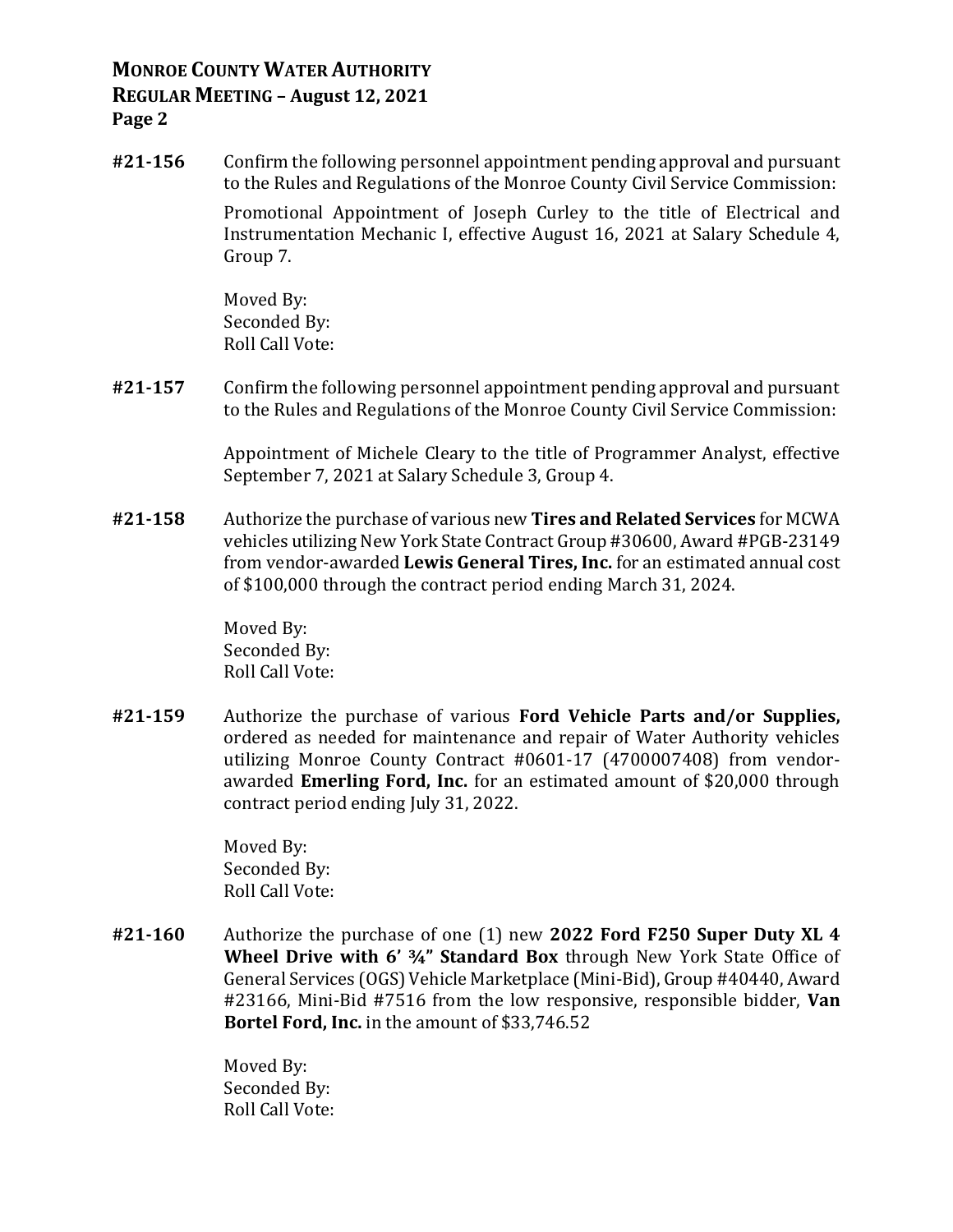**#21-156** Confirm the following personnel appointment pending approval and pursuant to the Rules and Regulations of the Monroe County Civil Service Commission:

Promotional Appointment of Joseph Curley to the title of Electrical and Instrumentation Mechanic I, effective August 16, 2021 at Salary Schedule 4, Group 7.

Moved By:
Seconded By:
Roll Call Vote:

**#21-157** Confirm the following personnel appointment pending approval and pursuant to the Rules and Regulations of the Monroe County Civil Service Commission:

Appointment of Michele Cleary to the title of Programmer Analyst, effective September 7, 2021 at Salary Schedule 3, Group 4.

**#21-158** Authorize the purchase of various new **Tires and Related Services** for MCWA vehicles utilizing New York State Contract Group #30600, Award #PGB-23149 from vendor-awarded **Lewis General Tires, Inc.** for an estimated annual cost of $100,000 through the contract period ending March 31, 2024.

Moved By:
Seconded By:
Roll Call Vote:

**#21-159** Authorize the purchase of various **Ford Vehicle Parts and/or Supplies,** ordered as needed for maintenance and repair of Water Authority vehicles utilizing Monroe County Contract #0601-17 (4700007408) from vendor-awarded **Emerling Ford, Inc.** for an estimated amount of $20,000 through contract period ending July 31, 2022.

Moved By:
Seconded By:
Roll Call Vote:

**#21-160** Authorize the purchase of one (1) new **2022 Ford F250 Super Duty XL 4 Wheel Drive with 6' ¾" Standard Box** through New York State Office of General Services (OGS) Vehicle Marketplace (Mini-Bid), Group #40440, Award #23166, Mini-Bid #7516 from the low responsive, responsible bidder, **Van Bortel Ford, Inc.** in the amount of $33,746.52

Moved By:
Seconded By:
Roll Call Vote: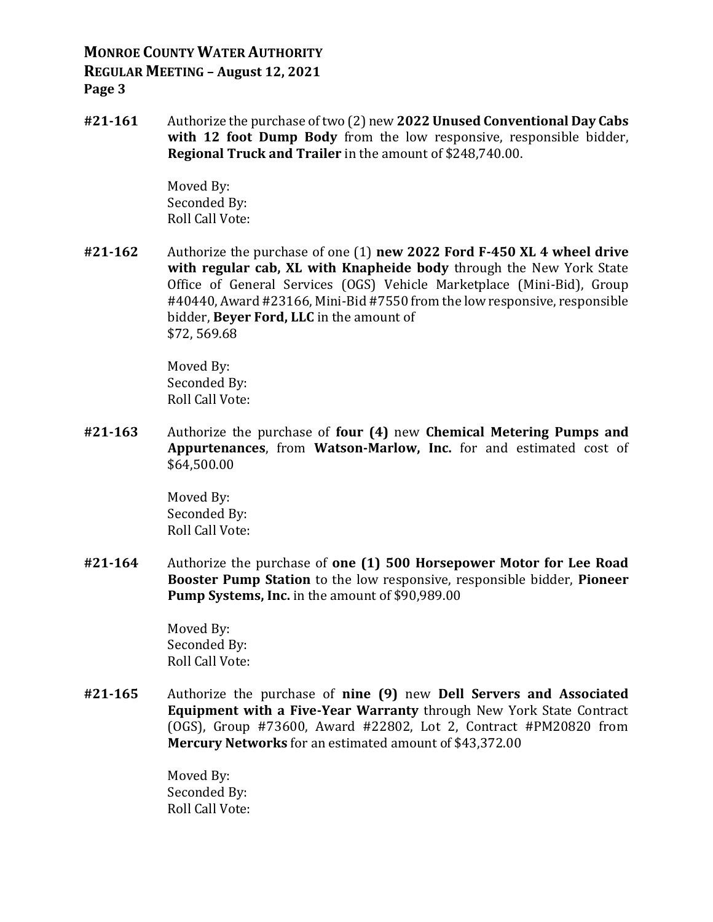**#21-161** Authorize the purchase of two (2) new **2022 Unused Conventional Day Cabs with 12 foot Dump Body** from the low responsive, responsible bidder, **Regional Truck and Trailer** in the amount of $248,740.00.

Moved By:
Seconded By:
Roll Call Vote:

**#21-162** Authorize the purchase of one (1) **new 2022 Ford F-450 XL 4 wheel drive with regular cab, XL with Knapheide body** through the New York State Office of General Services (OGS) Vehicle Marketplace (Mini-Bid), Group #40440, Award #23166, Mini-Bid #7550 from the low responsive, responsible bidder, **Beyer Ford, LLC** in the amount of $72, 569.68

Moved By:
Seconded By:
Roll Call Vote:

**#21-163** Authorize the purchase of **four (4)** new **Chemical Metering Pumps and Appurtenances**, from **Watson-Marlow, Inc.** for and estimated cost of $64,500.00

Moved By:
Seconded By:
Roll Call Vote:

**#21-164** Authorize the purchase of **one (1) 500 Horsepower Motor for Lee Road Booster Pump Station** to the low responsive, responsible bidder, **Pioneer Pump Systems, Inc.** in the amount of $90,989.00

Moved By:
Seconded By:
Roll Call Vote:

**#21-165** Authorize the purchase of **nine (9)** new **Dell Servers and Associated Equipment with a Five-Year Warranty** through New York State Contract (OGS), Group #73600, Award #22802, Lot 2, Contract #PM20820 from **Mercury Networks** for an estimated amount of $43,372.00

Moved By:
Seconded By:
Roll Call Vote: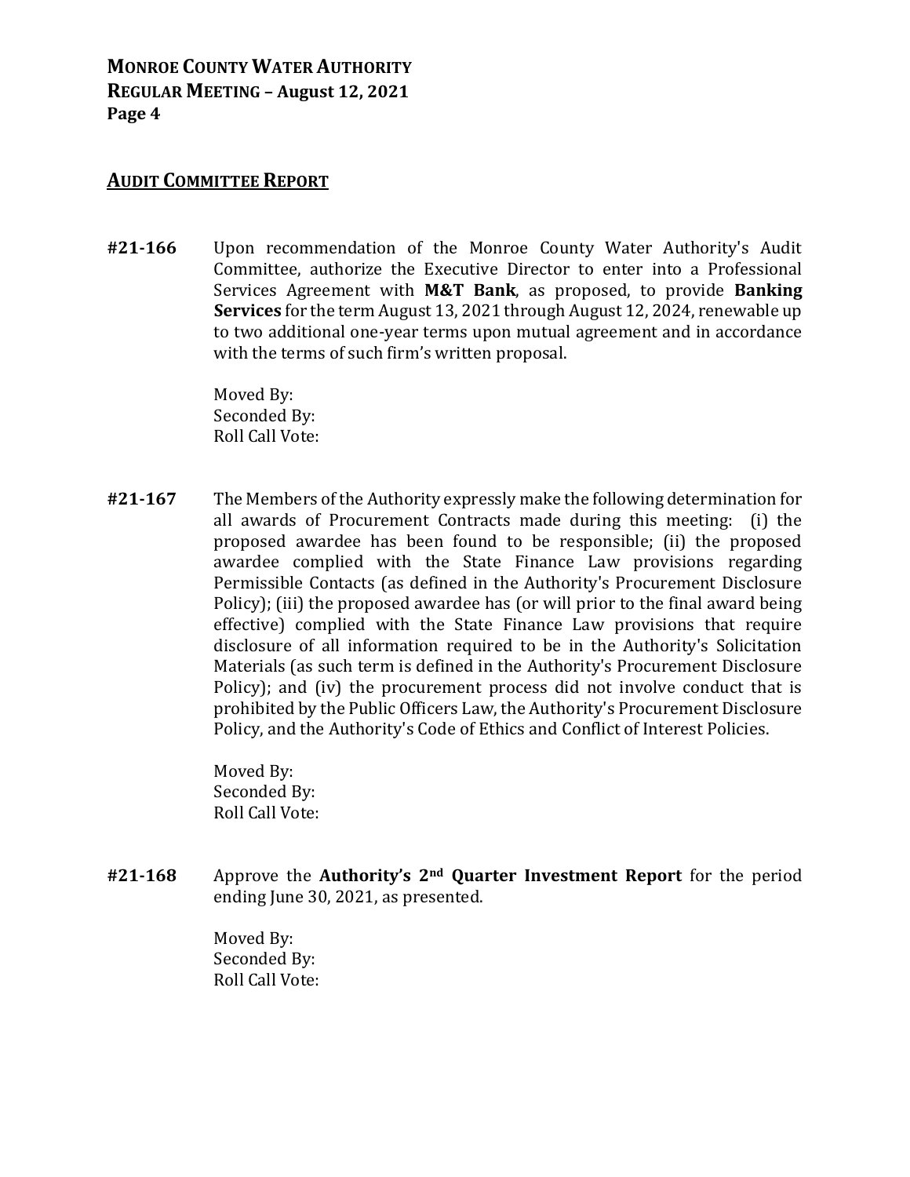## AUDIT COMMITTEE REPORT

**#21-166** Upon recommendation of the Monroe County Water Authority's Audit Committee, authorize the Executive Director to enter into a Professional Services Agreement with **M&T Bank**, as proposed, to provide **Banking Services** for the term August 13, 2021 through August 12, 2024, renewable up to two additional one-year terms upon mutual agreement and in accordance with the terms of such firm's written proposal.

Moved By:
Seconded By:
Roll Call Vote:

**#21-167** The Members of the Authority expressly make the following determination for all awards of Procurement Contracts made during this meeting: (i) the proposed awardee has been found to be responsible; (ii) the proposed awardee complied with the State Finance Law provisions regarding Permissible Contacts (as defined in the Authority's Procurement Disclosure Policy); (iii) the proposed awardee has (or will prior to the final award being effective) complied with the State Finance Law provisions that require disclosure of all information required to be in the Authority's Solicitation Materials (as such term is defined in the Authority's Procurement Disclosure Policy); and (iv) the procurement process did not involve conduct that is prohibited by the Public Officers Law, the Authority's Procurement Disclosure Policy, and the Authority's Code of Ethics and Conflict of Interest Policies.

Moved By:
Seconded By:
Roll Call Vote:

**#21-168** Approve the **Authority's 2nd Quarter Investment Report** for the period ending June 30, 2021, as presented.

Moved By:
Seconded By:
Roll Call Vote: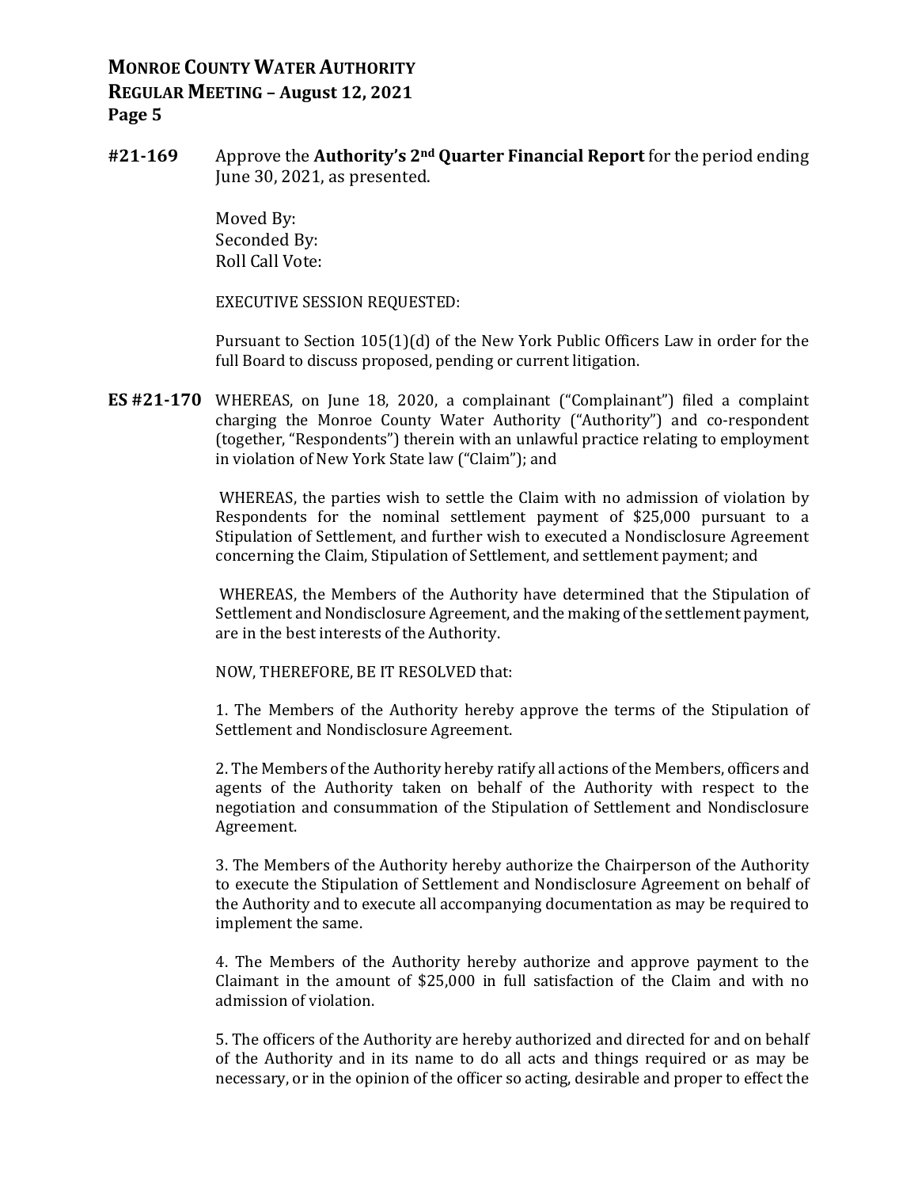**#21-169** Approve the **Authority's 2nd Quarter Financial Report** for the period ending June 30, 2021, as presented.

Moved By:
Seconded By:
Roll Call Vote:

EXECUTIVE SESSION REQUESTED:

Pursuant to Section 105(1)(d) of the New York Public Officers Law in order for the full Board to discuss proposed, pending or current litigation.

**ES #21-170** WHEREAS, on June 18, 2020, a complainant ("Complainant") filed a complaint charging the Monroe County Water Authority ("Authority") and co-respondent (together, "Respondents") therein with an unlawful practice relating to employment in violation of New York State law ("Claim"); and

WHEREAS, the parties wish to settle the Claim with no admission of violation by Respondents for the nominal settlement payment of $25,000 pursuant to a Stipulation of Settlement, and further wish to executed a Nondisclosure Agreement concerning the Claim, Stipulation of Settlement, and settlement payment; and

WHEREAS, the Members of the Authority have determined that the Stipulation of Settlement and Nondisclosure Agreement, and the making of the settlement payment, are in the best interests of the Authority.

NOW, THEREFORE, BE IT RESOLVED that:

1. The Members of the Authority hereby approve the terms of the Stipulation of Settlement and Nondisclosure Agreement.

2. The Members of the Authority hereby ratify all actions of the Members, officers and agents of the Authority taken on behalf of the Authority with respect to the negotiation and consummation of the Stipulation of Settlement and Nondisclosure Agreement.

3. The Members of the Authority hereby authorize the Chairperson of the Authority to execute the Stipulation of Settlement and Nondisclosure Agreement on behalf of the Authority and to execute all accompanying documentation as may be required to implement the same.

4. The Members of the Authority hereby authorize and approve payment to the Claimant in the amount of $25,000 in full satisfaction of the Claim and with no admission of violation.

5. The officers of the Authority are hereby authorized and directed for and on behalf of the Authority and in its name to do all acts and things required or as may be necessary, or in the opinion of the officer so acting, desirable and proper to effect the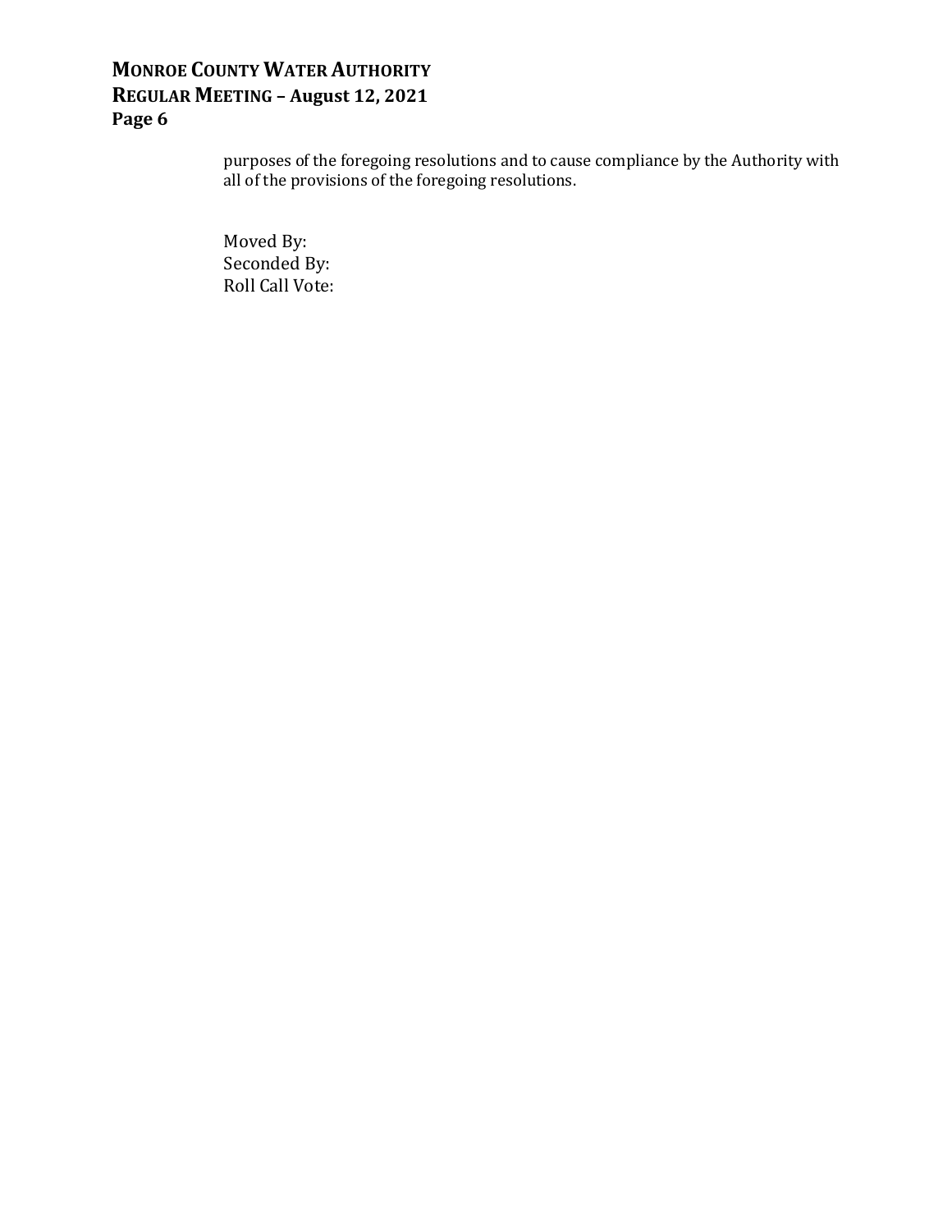purposes of the foregoing resolutions and to cause compliance by the Authority with all of the provisions of the foregoing resolutions.

Moved By:
Seconded By:
Roll Call Vote: